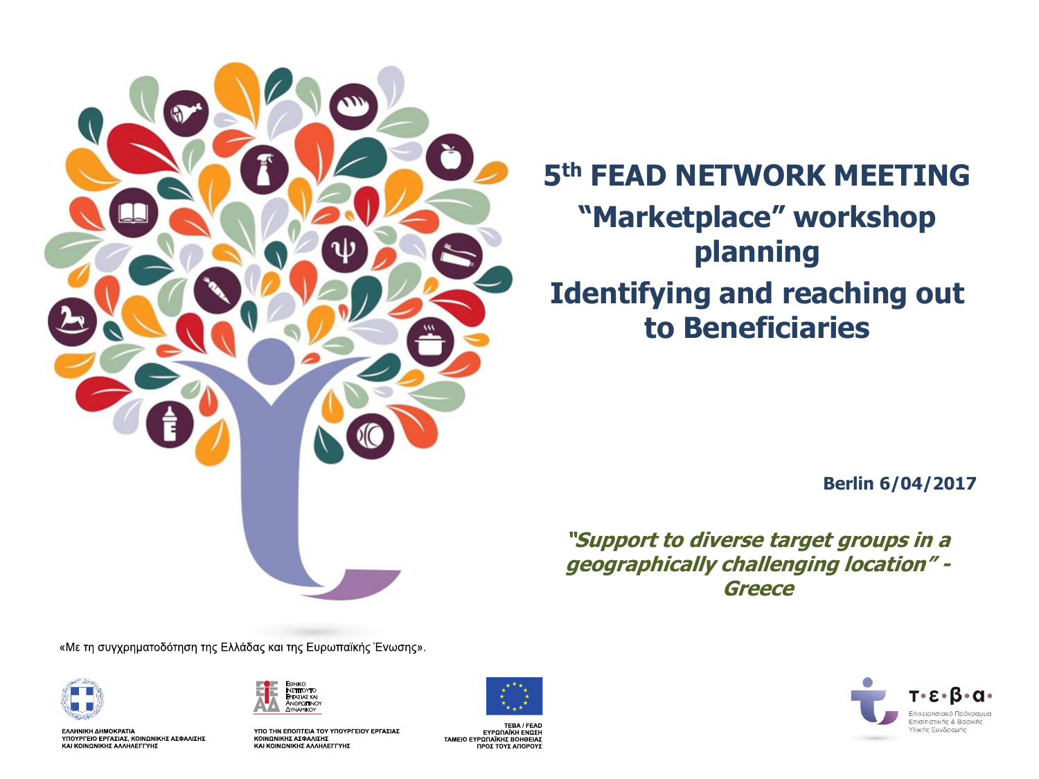# 5th FEAD NETWORK MEETING

## "Marketplace" workshop planning

## Identifying and reaching out to Beneficiaries

**Berlin 6/04/2017**

***"Support to diverse target groups in a geographically challenging location" - Greece***

«Με τη συγχρηματοδότηση της Ελλάδας και της Ευρωπαϊκής Ένωσης».

ΕΛΛΗΝΙΚΗ ΔΗΜΟΚΡΑΤΙΑ
ΥΠΟΥΡΓΕΙΟ ΕΡΓΑΣΙΑΣ, ΚΟΙΝΩΝΙΚΗΣ ΑΣΦΑΛΙΣΗΣ ΚΑΙ ΚΟΙΝΩΝΙΚΗΣ ΑΛΛΗΛΕΓΓΥΗΣ

Εθνικό Ινστιτούτο Εργασίας και Ανθρώπινου Δυναμικού
ΥΠΟ ΤΗΝ ΕΠΟΠΤΕΙΑ ΤΟΥ ΥΠΟΥΡΓΕΙΟΥ ΕΡΓΑΣΙΑΣ ΚΟΙΝΩΝΙΚΗΣ ΑΣΦΑΛΙΣΗΣ ΚΑΙ ΚΟΙΝΩΝΙΚΗΣ ΑΛΛΗΛΕΓΓΥΗΣ

ΤΕΒΑ / FEAD
ΕΥΡΩΠΑΪΚΗ ΕΝΩΣΗ
ΤΑΜΕΙΟ ΕΥΡΩΠΑΪΚΗΣ ΒΟΗΘΕΙΑΣ ΠΡΟΣ ΤΟΥΣ ΑΠΟΡΟΥΣ

τ·ε·β·α·
Επιχειρησιακό Πρόγραμμα Επισιτιστικής & Βασικής Υλικής Συνδρομής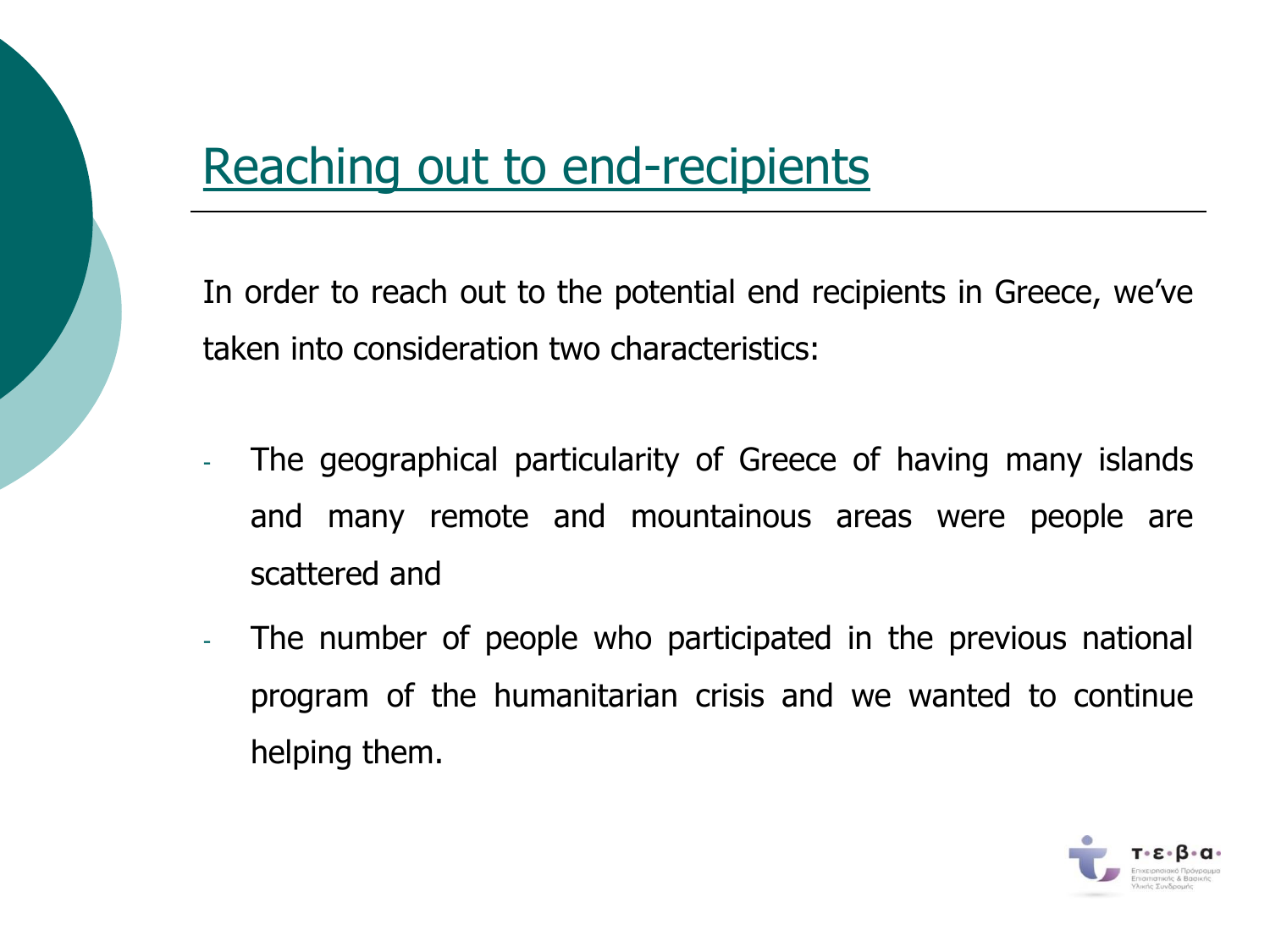## Reaching out to end-recipients

In order to reach out to the potential end recipients in Greece, we've taken into consideration two characteristics:

- The geographical particularity of Greece of having many islands and many remote and mountainous areas were people are scattered and
- The number of people who participated in the previous national program of the humanitarian crisis and we wanted to continue helping them.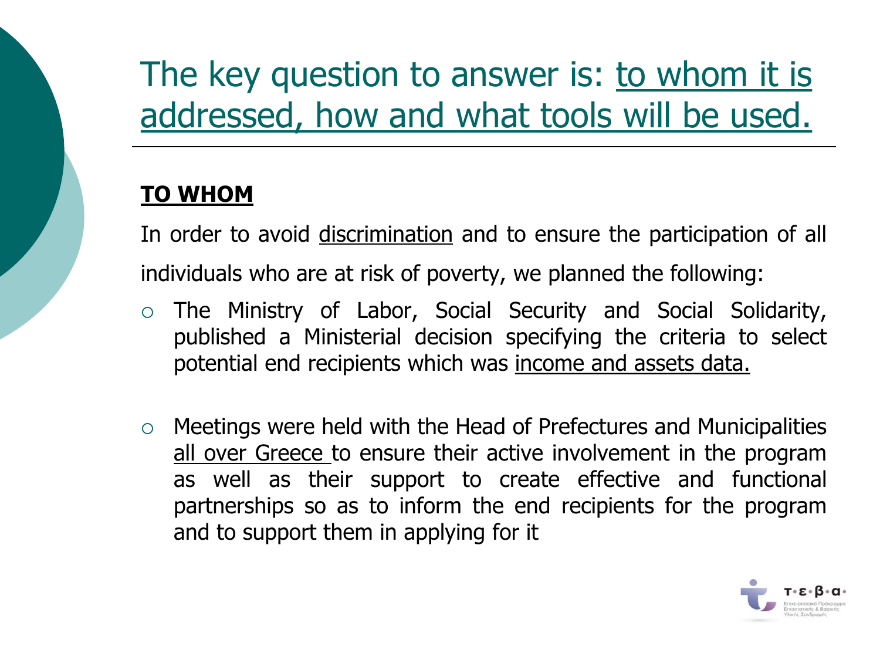# The key question to answer is: to whom it is addressed, how and what tools will be used.

**TO WHOM**

In order to avoid discrimination and to ensure the participation of all individuals who are at risk of poverty, we planned the following:

- The Ministry of Labor, Social Security and Social Solidarity, published a Ministerial decision specifying the criteria to select potential end recipients which was income and assets data.
- Meetings were held with the Head of Prefectures and Municipalities all over Greece to ensure their active involvement in the program as well as their support to create effective and functional partnerships so as to inform the end recipients for the program and to support them in applying for it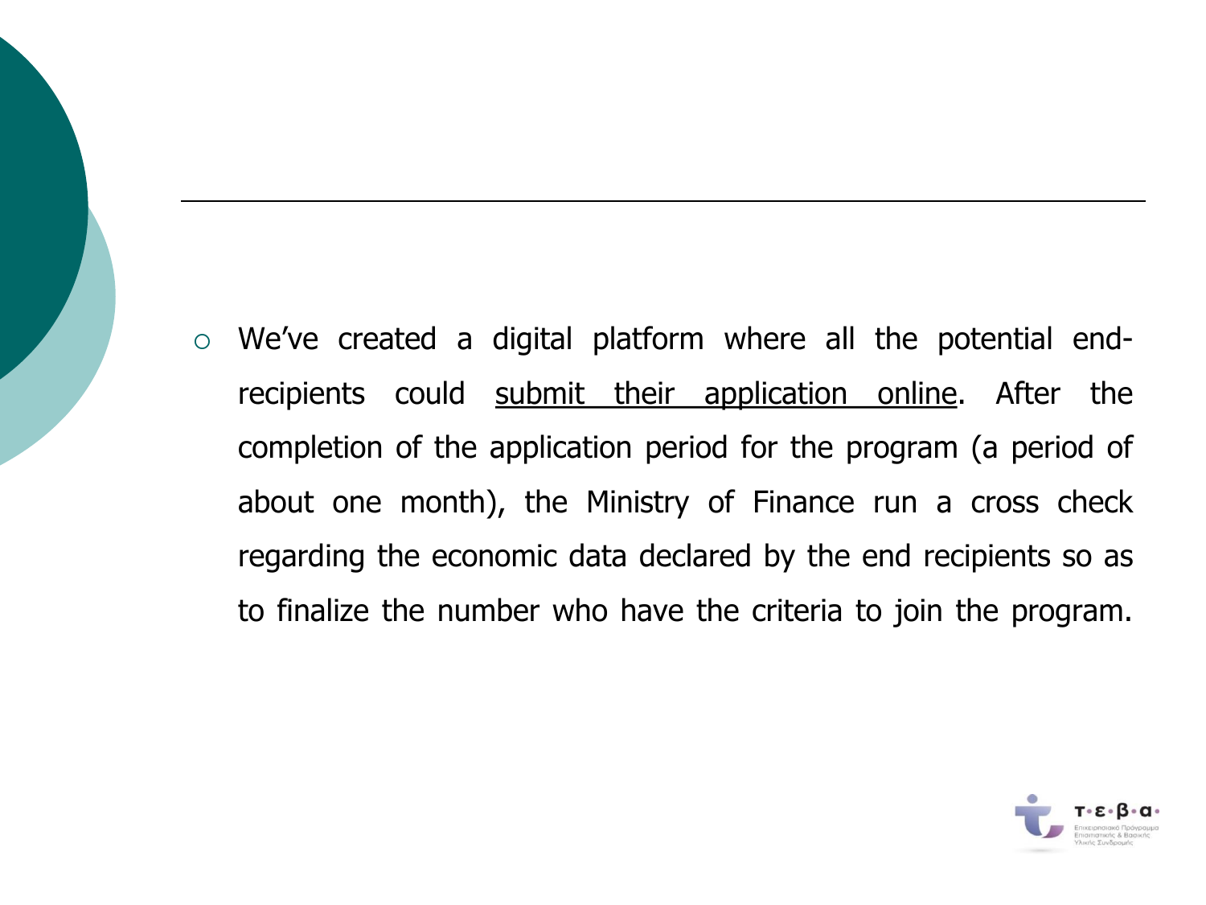- We've created a digital platform where all the potential end-recipients could submit their application online. After the completion of the application period for the program (a period of about one month), the Ministry of Finance run a cross check regarding the economic data declared by the end recipients so as to finalize the number who have the criteria to join the program.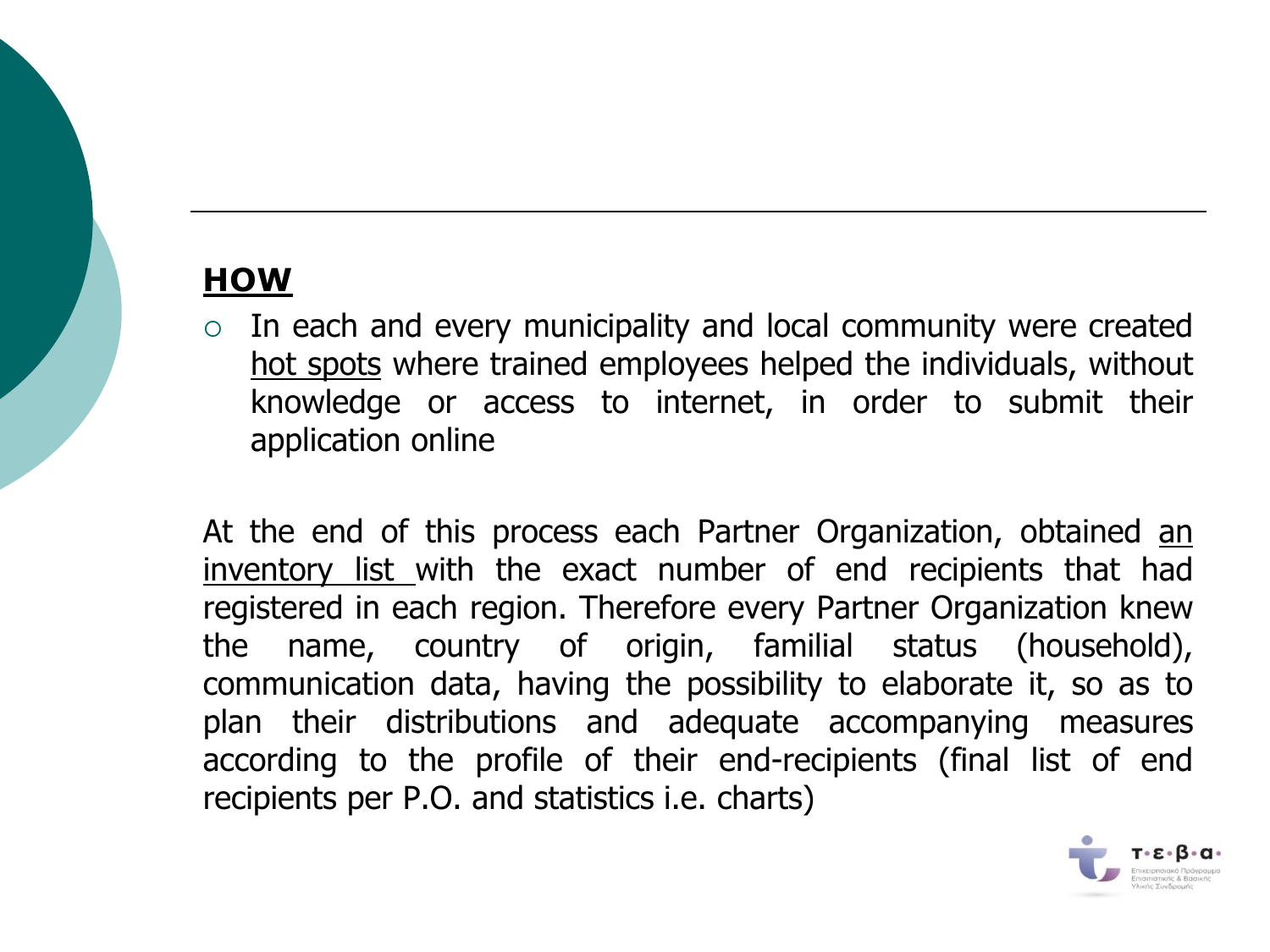## HOW

- In each and every municipality and local community were created hot spots where trained employees helped the individuals, without knowledge or access to internet, in order to submit their application online

At the end of this process each Partner Organization, obtained an inventory list with the exact number of end recipients that had registered in each region. Therefore every Partner Organization knew the name, country of origin, familial status (household), communication data, having the possibility to elaborate it, so as to plan their distributions and adequate accompanying measures according to the profile of their end-recipients (final list of end recipients per P.O. and statistics i.e. charts)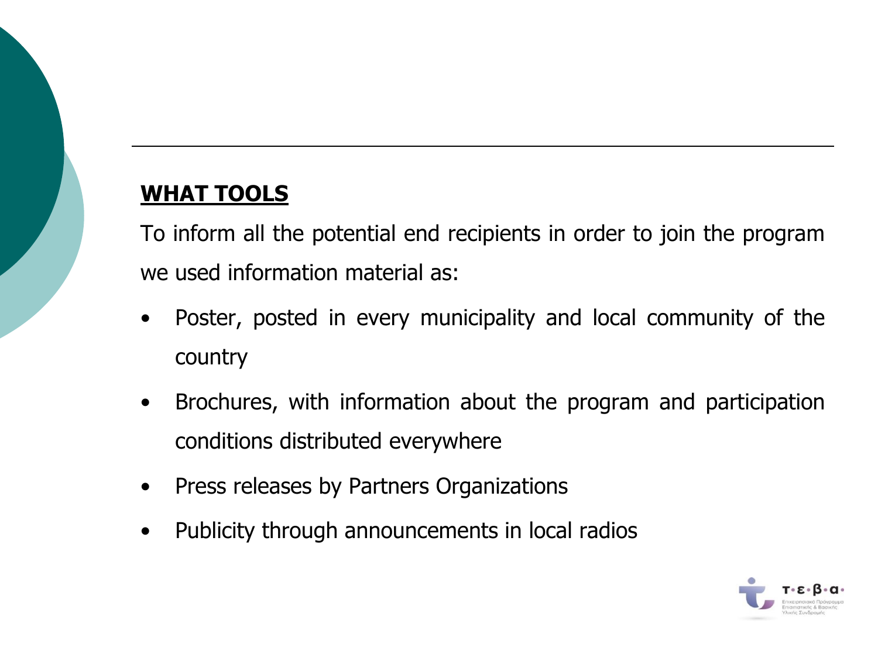## WHAT TOOLS

To inform all the potential end recipients in order to join the program we used information material as:

- Poster, posted in every municipality and local community of the country
- Brochures, with information about the program and participation conditions distributed everywhere
- Press releases by Partners Organizations
- Publicity through announcements in local radios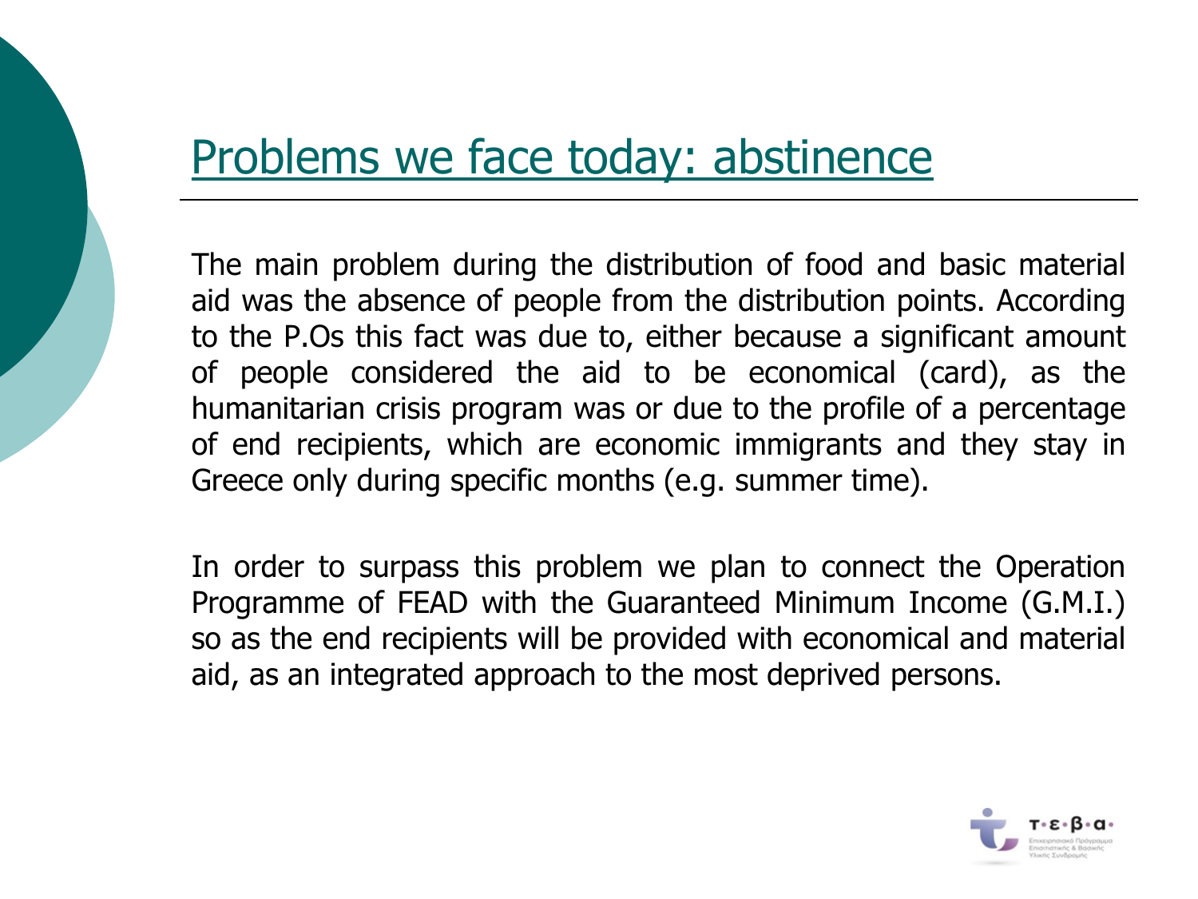## Problems we face today: abstinence

The main problem during the distribution of food and basic material aid was the absence of people from the distribution points. According to the P.Os this fact was due to, either because a significant amount of people considered the aid to be economical (card), as the humanitarian crisis program was or due to the profile of a percentage of end recipients, which are economic immigrants and they stay in Greece only during specific months (e.g. summer time).

In order to surpass this problem we plan to connect the Operation Programme of FEAD with the Guaranteed Minimum Income (G.M.I.) so as the end recipients will be provided with economical and material aid, as an integrated approach to the most deprived persons.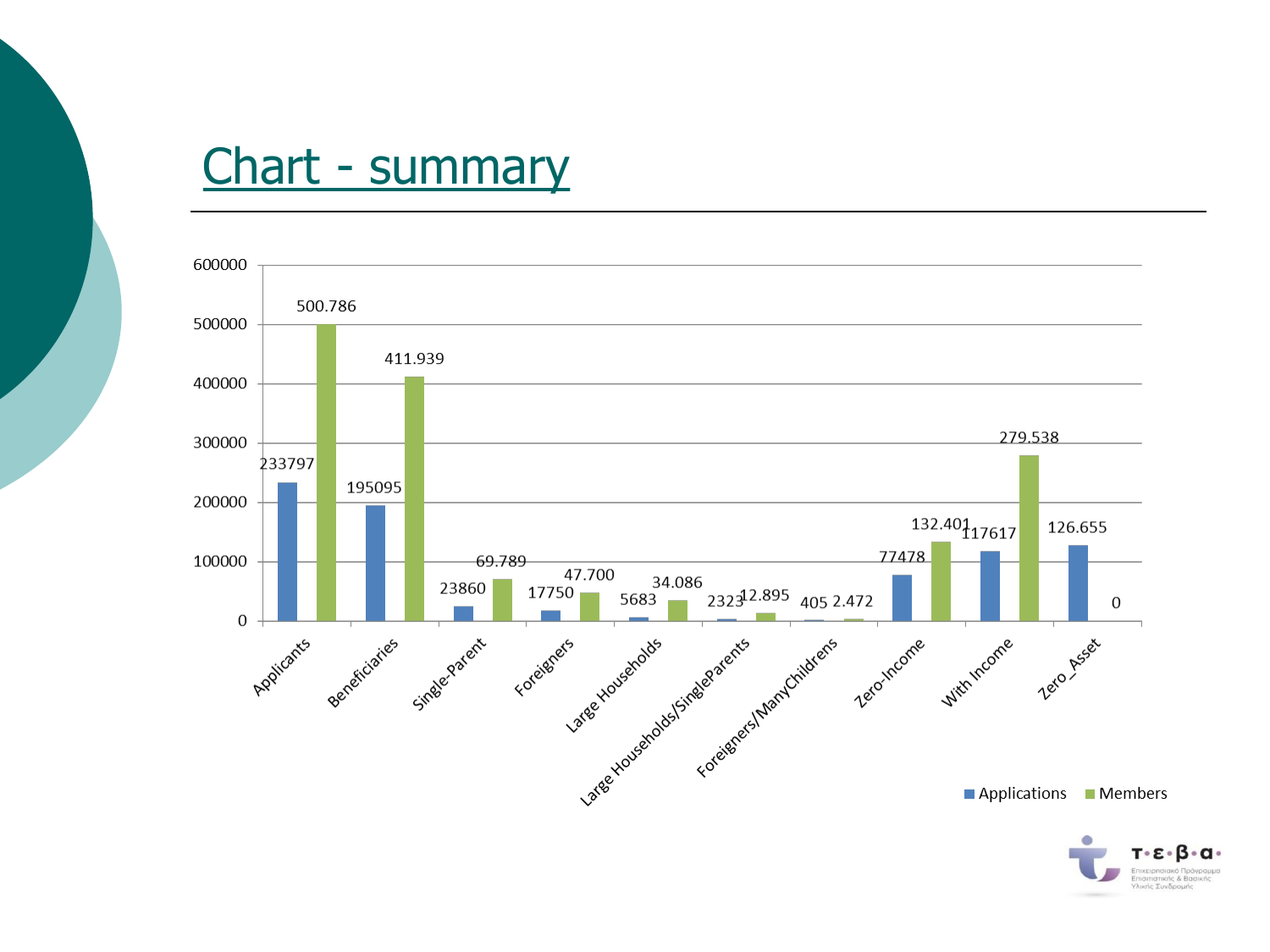# Chart - summary

| Category | Applications | Members |
|---|---|---|
| Applicants | 233797 | 500.786 |
| Beneficiaries | 195095 | 411.939 |
| Single-Parent | 23860 | 69.789 |
| Foreigners | 17750 | 47.700 |
| Large Households | 5683 | 34.086 |
| Large Households/SingleParents | 2323 | 12.895 |
| Foreigners/ManyChildrens | 405 | 2.472 |
| Zero-Income | 77478 | 132.401 |
| With Income | 117617 | 279.538 |
| Zero_Asset | 126.655 | 0 |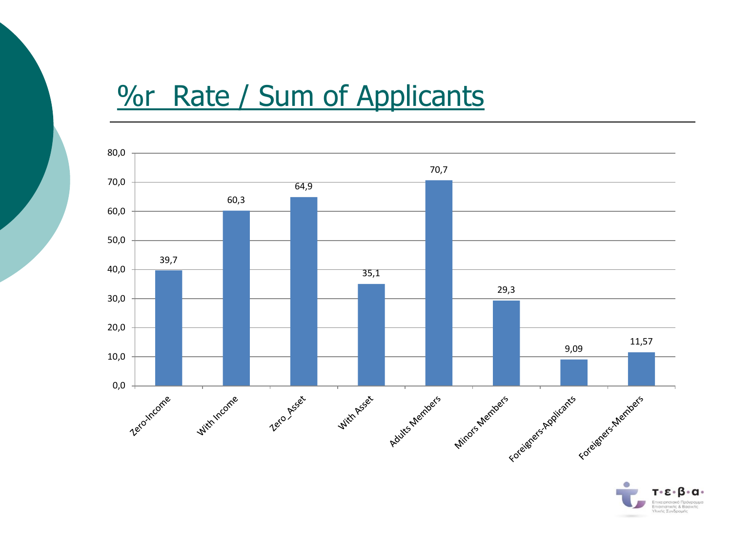# %r Rate / Sum of Applicants

| Category | % |
|---|---|
| Zero-Income | 39,7 |
| With Income | 60,3 |
| Zero_Asset | 64,9 |
| With Asset | 35,1 |
| Adults Members | 70,7 |
| Minors Members | 29,3 |
| Foreigners-Applicants | 9,09 |
| Foreigners-Members | 11,57 |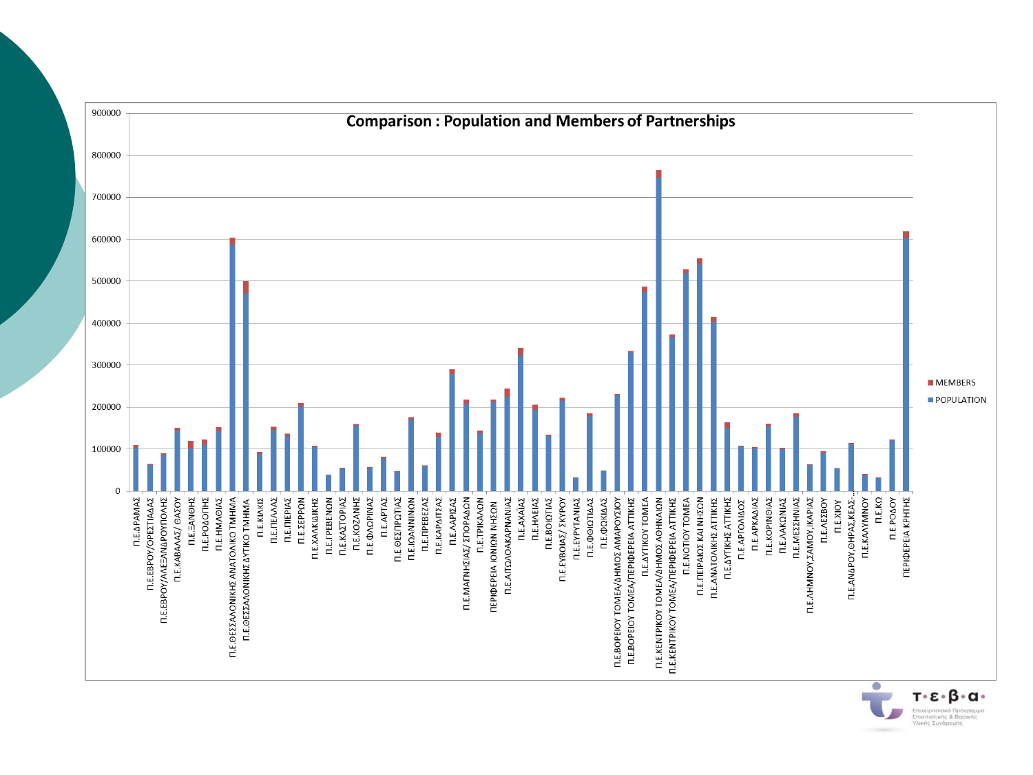## Comparison : Population and Members of Partnerships

MEMBERS
POPULATION

900000
800000
700000
600000
500000
400000
300000
200000
100000
0

Π.Ε.ΔΡΑΜΑΣ
Π.Ε.ΕΒΡΟΥ/ΟΡΕΣΤΙΑΔΑΣ
Π.Ε.ΕΒΡΟΥ/ΑΛΕΞΑΝΔΡΟΥΠΟΛΗΣ
Π.Ε.ΚΑΒΑΛΑΣ/ ΘΑΣΟΥ
Π.Ε.ΞΑΝΘΗΣ
Π.Ε.ΡΟΔΟΠΗΣ
Π.Ε.ΗΜΑΘΙΑΣ
Π.Ε.ΘΕΣΣΑΛΟΝΙΚΗΣ ΑΝΑΤΟΛΙΚΟ ΤΜΗΜΑ
Π.Ε.ΘΕΣΣΑΛΟΝΙΚΗΣ ΔΥΤΙΚΟ ΤΜΗΜΑ
Π.Ε.ΚΙΛΚΙΣ
Π.Ε.ΠΕΛΛΑΣ
Π.Ε.ΠΙΕΡΙΑΣ
Π.Ε.ΣΕΡΡΩΝ
Π.Ε.ΧΑΛΚΙΔΙΚΗΣ
Π.Ε.ΓΡΕΒΕΝΩΝ
Π.Ε.ΚΑΣΤΟΡΙΑΣ
Π.Ε.ΚΟΖΑΝΗΣ
Π.Ε.ΦΛΩΡΙΝΑΣ
Π.Ε.ΑΡΤΑΣ
Π.Ε.ΘΕΣΠΡΩΤΙΑΣ
Π.Ε.ΙΩΑΝΝΙΝΩΝ
Π.Ε.ΠΡΕΒΕΖΑΣ
Π.Ε.ΚΑΡΔΙΤΣΑΣ
Π.Ε.ΛΑΡΙΣΑΣ
Π.Ε.ΜΑΓΝΗΣΙΑΣ/ ΣΠΟΡΑΔΩΝ
Π.Ε.ΤΡΙΚΑΛΩΝ
ΠΕΡΙΦΕΡΕΙΑ ΙΟΝΙΩΝ ΝΗΣΩΝ
Π.Ε.ΑΙΤΩΛΟΑΚΑΡΝΑΝΙΑΣ
Π.Ε.ΑΧΑΪΑΣ
Π.Ε.ΗΛΕΙΑΣ
Π.Ε.ΒΟΙΩΤΙΑΣ
Π.Ε.ΕΥΒΟΙΑΣ/ ΣΚΥΡΟΥ
Π.Ε.ΕΥΡΥΤΑΝΙΑΣ
Π.Ε.ΦΘΙΩΤΙΔΑΣ
Π.Ε.ΦΩΚΙΔΑΣ
Π.Ε.ΒΟΡΕΙΟΥ ΤΟΜΕΑ/ΔΗΜΟΣ ΑΜΑΡΟΥΣΙΟΥ
Π.Ε.ΒΟΡΕΙΟΥ ΤΟΜΕΑ/ΠΕΡΙΦΕΡΕΙΑ ΑΤΤΙΚΗΣ
Π.Ε.ΔΥΤΙΚΟΥ ΤΟΜΕΑ
Π.Ε.ΚΕΝΤΡΙΚΟΥ ΤΟΜΕΑ/ΔΗΜΟΣ ΑΘΗΝΑΙΩΝ
Π.Ε.ΚΕΝΤΡΙΚΟΥ ΤΟΜΕΑ/ΠΕΡΙΦΕΡΕΙΑ ΑΤΤΙΚΗΣ
Π.Ε.ΝΟΤΙΟΥ ΤΟΜΕΑ
Π.Ε.ΠΕΙΡΑΙΩΣ ΚΑΙ ΝΗΣΩΝ
Π.Ε.ΑΝΑΤΟΛΙΚΗΣ ΑΤΤΙΚΗΣ
Π.Ε.ΔΥΤΙΚΗΣ ΑΤΤΙΚΗΣ
Π.Ε.ΑΡΓΟΛΙΔΟΣ
Π.Ε.ΑΡΚΑΔΙΑΣ
Π.Ε.ΚΟΡΙΝΘΙΑΣ
Π.Ε.ΛΑΚΩΝΙΑΣ
Π.Ε.ΜΕΣΣΗΝΙΑΣ
Π.Ε.ΛΗΜΝΟΥ,ΣΑΜΟΥ,ΙΚΑΡΙΑΣ
Π.Ε.ΛΕΣΒΟΥ
Π.Ε.ΧΙΟΥ
Π.Ε.ΑΝΔΡΟΥ,ΘΗΡΑΣ,ΚΕΑΣ...
Π.Ε.ΚΑΛΥΜΝΟΥ
Π.Ε.ΚΩ
Π.Ε.ΡΟΔΟΥ
ΠΕΡΙΦΕΡΕΙΑ ΚΡΗΤΗΣ

τ·ε·β·α·
Επιχειρησιακό Πρόγραμμα Επισιτιστικής & Βασικής Υλικής Συνδρομής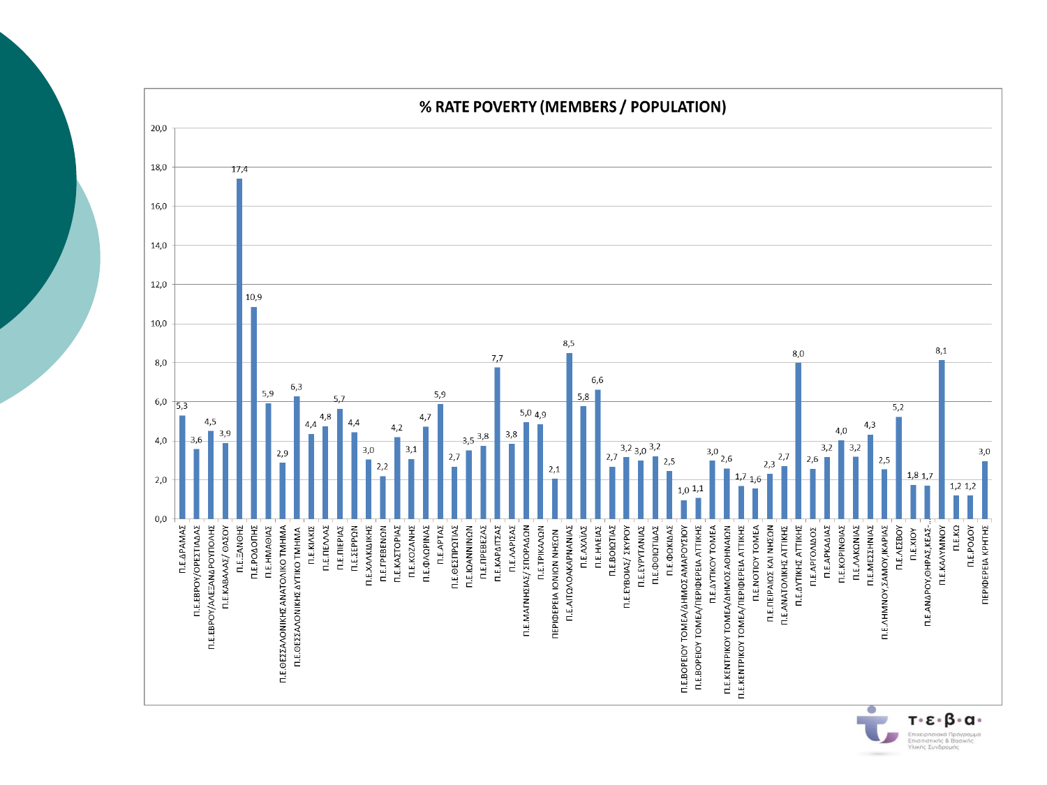## % RATE POVERTY (MEMBERS / POPULATION)

| Region | % |
|---|---|
| Π.Ε.ΔΡΑΜΑΣ | 5,3 |
| Π.Ε.ΕΒΡΟΥ/ΟΡΕΣΤΙΑΔΑΣ | 3,6 |
| Π.Ε.ΕΒΡΟΥ/ΑΛΕΞΑΝΔΡΟΥΠΟΛΗΣ | 4,5 |
| Π.Ε.ΚΑΒΑΛΑΣ/ ΘΑΣΟΥ | 3,9 |
| Π.Ε.ΞΑΝΘΗΣ | 17,4 |
| Π.Ε.ΡΟΔΟΠΗΣ | 10,9 |
| Π.Ε.ΗΜΑΘΙΑΣ | 5,9 |
| Π.Ε.ΘΕΣΣΑΛΟΝΙΚΗΣ ΑΝΑΤΟΛΙΚΟ ΤΜΗΜΑ | 2,9 |
| Π.Ε.ΘΕΣΣΑΛΟΝΙΚΗΣ ΔΥΤΙΚΟ ΤΜΗΜΑ | 6,3 |
| Π.Ε.ΚΙΛΚΙΣ | 4,4 |
| Π.Ε.ΠΕΛΛΑΣ | 4,8 |
| Π.Ε.ΠΙΕΡΙΑΣ | 5,7 |
| Π.Ε.ΣΕΡΡΩΝ | 4,4 |
| Π.Ε.ΧΑΛΚΙΔΙΚΗΣ | 3,0 |
| Π.Ε.ΓΡΕΒΕΝΩΝ | 2,2 |
| Π.Ε.ΚΑΣΤΟΡΙΑΣ | 4,2 |
| Π.Ε.ΚΟΖΑΝΗΣ | 3,1 |
| Π.Ε.ΦΛΩΡΙΝΑΣ | 4,7 |
| Π.Ε.ΑΡΤΑΣ | 5,9 |
| Π.Ε.ΘΕΣΠΡΩΤΙΑΣ | 2,7 |
| Π.Ε.ΙΩΑΝΝΙΝΩΝ | 3,5 |
| Π.Ε.ΠΡΕΒΕΖΑΣ | 3,8 |
| Π.Ε.ΚΑΡΔΙΤΣΑΣ | 7,7 |
| Π.Ε.ΛΑΡΙΣΑΣ | 3,8 |
| Π.Ε.ΜΑΓΝΗΣΙΑΣ/ ΣΠΟΡΑΔΩΝ | 5,0 |
| Π.Ε.ΤΡΙΚΑΛΩΝ | 4,9 |
| ΠΕΡΙΦΕΡΕΙΑ ΙΟΝΙΩΝ ΝΗΣΩΝ | 2,1 |
| Π.Ε.ΑΙΤΩΛΟΑΚΑΡΝΑΝΙΑΣ | 8,5 |
| Π.Ε.ΑΧΑΪΑΣ | 5,8 |
| Π.Ε.ΗΛΕΙΑΣ | 6,6 |
| Π.Ε.ΒΟΙΩΤΙΑΣ | 2,7 |
| Π.Ε.ΕΥΒΟΙΑΣ/ ΣΚΥΡΟΥ | 3,2 |
| Π.Ε.ΕΥΡΥΤΑΝΙΑΣ | 3,0 |
| Π.Ε.ΦΘΙΩΤΙΔΑΣ | 3,2 |
| Π.Ε.ΦΩΚΙΔΑΣ | 2,5 |
| Π.Ε.ΒΟΡΕΙΟΥ ΤΟΜΕΑ/ΔΗΜΟΣ ΑΜΑΡΟΥΣΙΟΥ | 1,0 |
| Π.Ε.ΒΟΡΕΙΟΥ ΤΟΜΕΑ/ΠΕΡΙΦΕΡΕΙΑ ΑΤΤΙΚΗΣ | 1,1 |
| Π.Ε.ΔΥΤΙΚΟΥ ΤΟΜΕΑ | 3,0 |
| Π.Ε.ΚΕΝΤΡΙΚΟΥ ΤΟΜΕΑ/ΔΗΜΟΣ ΑΘΗΝΑΙΩΝ | 2,6 |
| Π.Ε.ΚΕΝΤΡΙΚΟΥ ΤΟΜΕΑ/ΠΕΡΙΦΕΡΕΙΑ ΑΤΤΙΚΗΣ | 1,7 |
| Π.Ε.ΝΟΤΙΟΥ ΤΟΜΕΑ | 1,6 |
| Π.Ε.ΠΕΙΡΑΙΩΣ ΚΑΙ ΝΗΣΩΝ | 2,3 |
| Π.Ε.ΑΝΑΤΟΛΙΚΗΣ ΑΤΤΙΚΗΣ | 2,7 |
| Π.Ε.ΔΥΤΙΚΗΣ ΑΤΤΙΚΗΣ | 8,0 |
| Π.Ε.ΑΡΓΟΛΙΔΟΣ | 2,6 |
| Π.Ε.ΑΡΚΑΔΙΑΣ | 3,2 |
| Π.Ε.ΚΟΡΙΝΘΙΑΣ | 4,0 |
| Π.Ε.ΛΑΚΩΝΙΑΣ | 3,2 |
| Π.Ε.ΜΕΣΣΗΝΙΑΣ | 4,3 |
| Π.Ε.ΛΗΜΝΟΥ,ΣΑΜΟΥ,ΙΚΑΡΙΑΣ | 2,5 |
| Π.Ε.ΛΕΣΒΟΥ | 5,2 |
| Π.Ε.ΧΙΟΥ | 1,8 |
| Π.Ε.ΑΝΔΡΟΥ,ΘΗΡΑΣ,ΚΕΑΣ... | 1,7 |
| Π.Ε.ΚΑΛΥΜΝΟΥ | 8,1 |
| Π.Ε.ΚΩ | 1,2 |
| Π.Ε.ΡΟΔΟΥ | 1,2 |
| ΠΕΡΙΦΕΡΕΙΑ ΚΡΗΤΗΣ | 3,0 |

τ·ε·β·α· Επιχειρησιακό Πρόγραμμα Επισιτιστικής & Βασικής Υλικής Συνδρομής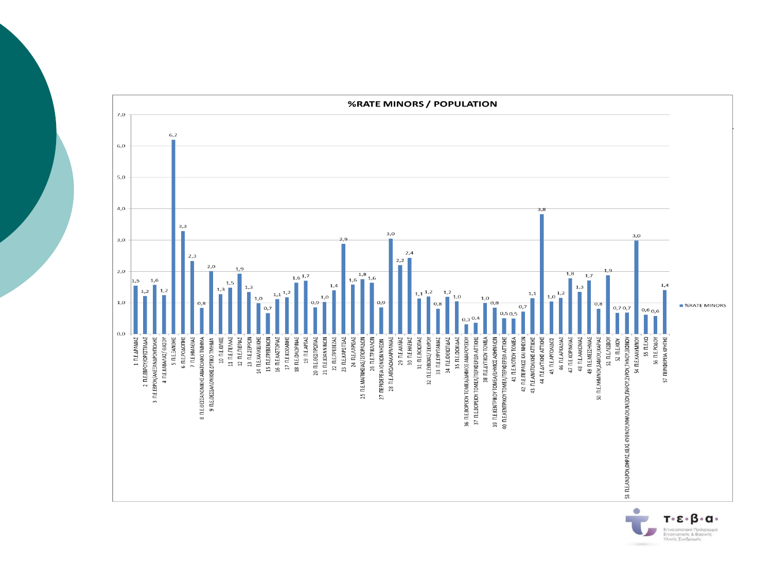## %RATE MINORS / POPULATION

| Region | %RATE MINORS |
|---|---|
| 1 Π.Ε.ΔΡΑΜΑΣ | 1,5 |
| 2 Π.Ε.ΕΒΡΟΥ/ΟΡΕΣΤΙΑΔΑΣ | 1,2 |
| 3 Π.Ε.ΕΒΡΟΥ/ΑΛΕΞΑΝΔΡΟΥΠΟΛΗΣ | 1,6 |
| 4 Π.Ε.ΚΑΒΑΛΑΣ/ΘΑΣΟΥ | 1,2 |
| 5 Π.Ε.ΞΑΝΘΗΣ | 6,2 |
| 6 Π.Ε.ΡΟΔΟΠΗΣ | 3,3 |
| 7 Π.Ε.ΗΜΑΘΙΑΣ | 2,3 |
| 8 Π.Ε.ΘΕΣΣΑΛΟΝΙΚΗΣ ΑΝΑΤΟΛΙΚΟ ΤΜΗΜΑ | 0,8 |
| 9 Π.Ε.ΘΕΣΣΑΛΟΝΙΚΗΣ ΔΥΤΙΚΟ ΤΜΗΜΑ | 2,0 |
| 10 Π.Ε.ΚΙΛΚΙΣ | 1,3 |
| 11 Π.Ε.ΠΕΛΛΑΣ | 1,5 |
| 12 Π.Ε.ΠΙΕΡΙΑΣ | 1,9 |
| 13 Π.Ε.ΣΕΡΡΩΝ | 1,3 |
| 14 Π.Ε.ΧΑΛΚΙΔΙΚΗΣ | 1,0 |
| 15 Π.Ε.ΓΡΕΒΕΝΩΝ | 0,7 |
| 16 Π.Ε.ΚΑΣΤΟΡΙΑΣ | 1,1 |
| 17 Π.Ε.ΚΟΖΑΝΗΣ | 1,2 |
| 18 Π.Ε.ΦΛΩΡΙΝΑΣ | 1,6 |
| 19 Π.Ε.ΑΡΤΑΣ | 1,7 |
| 20 Π.Ε.ΘΕΣΠΡΩΤΙΑΣ | 0,9 |
| 21 Π.Ε.ΙΩΑΝΝΙΝΩΝ | 1,0 |
| 22 Π.Ε.ΠΡΕΒΕΖΑΣ | 1,4 |
| 23 Π.Ε.ΚΑΡΔΙΤΣΑΣ | 2,9 |
| 24 Π.Ε.ΛΑΡΙΣΑΣ | 1,6 |
| 25 Π.Ε.ΜΑΓΝΗΣΙΑΣ/ΣΠΟΡΑΔΩΝ | 1,8 |
| 26 Π.Ε.ΤΡΙΚΑΛΩΝ | 1,6 |
| 27 ΠΕΡΙΦΕΡΕΙΑ ΙΟΝΙΩΝ ΝΗΣΩΝ | 0,9 |
| 28 Π.Ε.ΑΙΤΩΛΟΑΚΑΡΝΑΝΙΑΣ | 3,0 |
| 29 Π.Ε.ΑΧΑΙΑΣ | 2,2 |
| 30 Π.Ε.ΗΛΕΙΑΣ | 2,4 |
| 31 Π.Ε.ΒΟΙΩΤΙΑΣ | 1,1 |
| 32 Π.Ε.ΕΥΒΟΙΑΣ/ΣΚΥΡΟΥ | 1,2 |
| 33 Π.Ε.ΕΥΡΥΤΑΝΙΑΣ | 0,8 |
| 34 Π.Ε.ΦΘΙΩΤΙΔΑΣ | 1,2 |
| 35 Π.Ε.ΦΩΚΙΔΑΣ | 1,0 |
| 36 Π.Ε.ΒΟΡΕΙΟΥ ΤΟΜΕΑ/ΔΗΜΟΣ ΑΜΑΡΟΥΣΙΟΥ | 0,3 |
| 37 Π.Ε.ΒΟΡΕΙΟΥ ΤΟΜΕΑ/ΠΕΡΙΦΕΡΕΙΑ ΑΤΤΙΚΗΣ | 0,4 |
| 38 Π.Ε.ΔΥΤΙΚΟΥ ΤΟΜΕΑ | 1,0 |
| 39 Π.Ε.ΚΕΝΤΡΙΚΟΥ ΤΟΜΕΑ/ΔΗΜΟΣ ΑΘΗΝΑΙΩΝ | 0,8 |
| 40 Π.Ε.ΚΕΝΤΡΙΚΟΥ ΤΟΜΕΑ/ΠΕΡΙΦΕΡΕΙΑ ΑΤΤΙΚΗΣ | 0,5 |
| 41 Π.Ε.ΝΟΤΙΟΥ ΤΟΜΕΑ | 0,5 |
| 42 Π.Ε.ΠΕΙΡΑΙΩΣ ΚΑΙ ΝΗΣΩΝ | 0,7 |
| 43 Π.Ε.ΑΝΑΤΟΛΙΚΗΣ ΑΤΤΙΚΗΣ | 1,1 |
| 44 Π.Ε.ΔΥΤΙΚΗΣ ΑΤΤΙΚΗΣ | 3,8 |
| 45 Π.Ε.ΑΡΓΟΛΙΔΟΣ | 1,0 |
| 46 Π.Ε.ΑΡΚΑΔΙΑΣ | 1,2 |
| 47 Π.Ε.ΚΟΡΙΝΘΙΑΣ | 1,8 |
| 48 Π.Ε.ΛΑΚΩΝΙΑΣ | 1,3 |
| 49 Π.Ε.ΜΕΣΣΗΝΙΑΣ | 1,7 |
| 50 Π.Ε.ΝΗΜΩΝ/ΣΑΜΟΥ,ΙΚΑΡΙΑΣ | 0,8 |
| 51 Π.Ε.ΛΕΣΒΟΥ | 1,9 |
| 52 Π.Ε.ΧΙΟΥ | 0,7 |
| 53 Π.Ε.ΑΝΔΡΟΥ,ΘΗΡΑΣ,ΚΕΑΣ-ΚΥΘΝΟΥ,ΜΗΛΟΥ,ΝΑΞΟΥ,ΠΑΡΟΥ,ΣΥΡΟΥ,ΤΗΝΟΥ,ΣΙΦΝΟΥ | 0,7 |
| 54 Π.Ε.ΚΑΛΥΜΝΟΥ | 3,0 |
| 55 Π.Ε.ΚΩ | 0,6 |
| 56 Π.Ε.ΡΟΔΟΥ | 0,6 |
| 57 ΠΕΡΙΦΕΡΕΙΑ ΚΡΗΤΗΣ | 1,4 |

τ·ε·β·α·
Επιχειρησιακό Πρόγραμμα Επισιτιστικής & Βασικής Υλικής Συνδρομής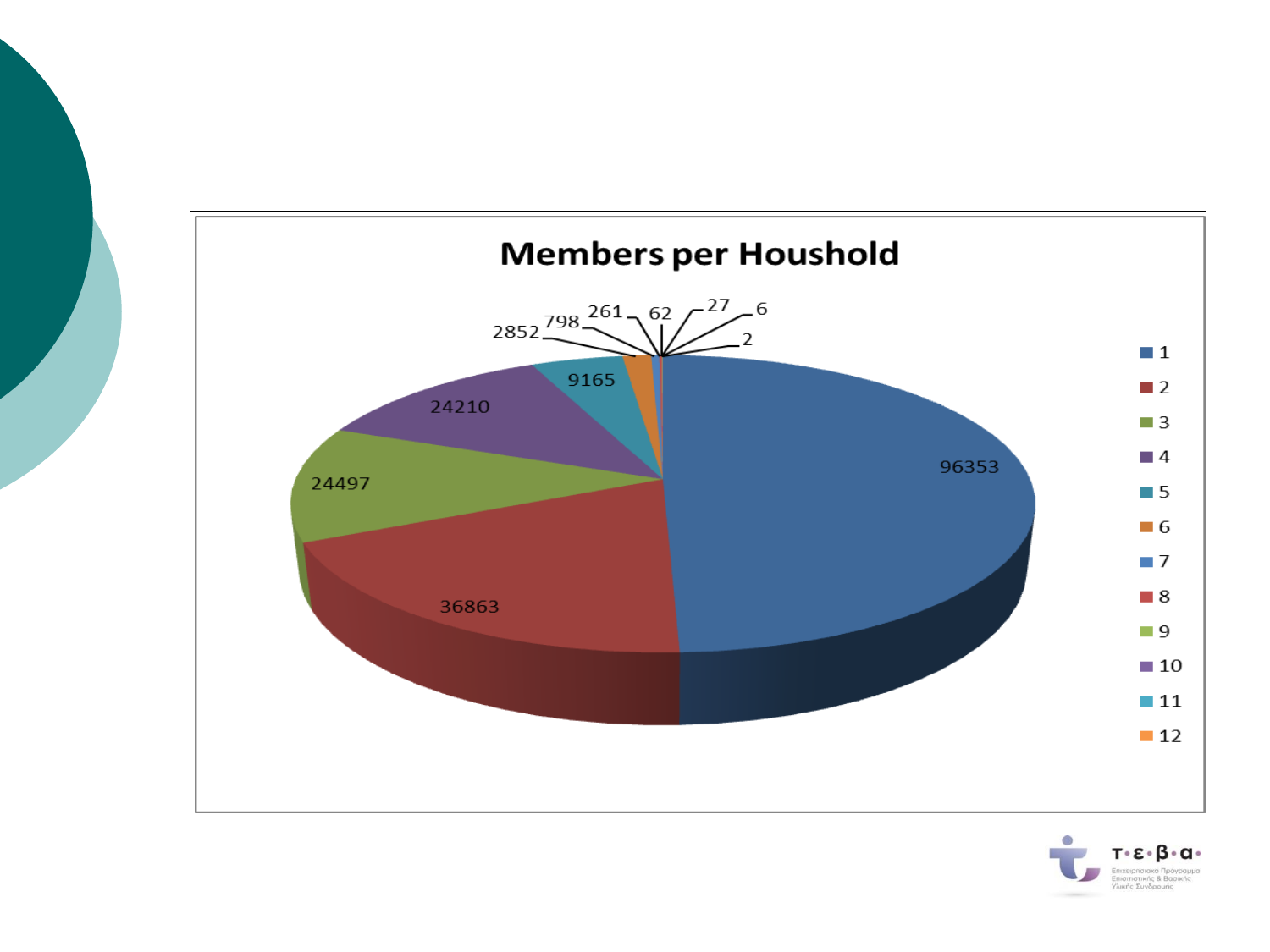## Members per Houshold

| Members | Households |
|---|---|
| 1 | 96353 |
| 2 | 36863 |
| 3 | 24497 |
| 4 | 24210 |
| 5 | 9165 |
| 6 | 2852 |
| 7 | 798 |
| 8 | 261 |
| 9 | 62 |
| 10 | 27 |
| 11 | 6 |
| 12 | 2 |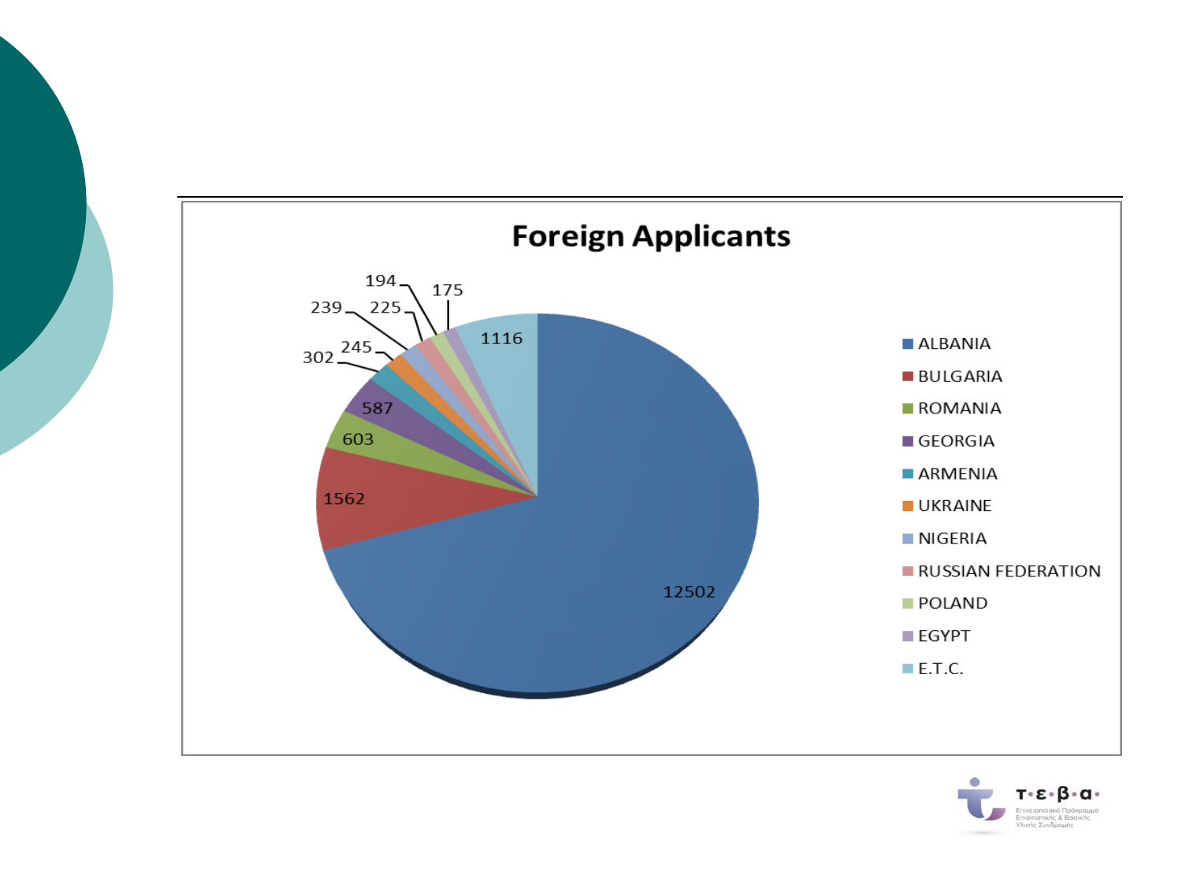## Foreign Applicants

| Country | Applicants |
| --- | --- |
| ALBANIA | 12502 |
| BULGARIA | 1562 |
| ROMANIA | 603 |
| GEORGIA | 587 |
| ARMENIA | 302 |
| UKRAINE | 245 |
| NIGERIA | 239 |
| RUSSIAN FEDERATION | 225 |
| POLAND | 194 |
| EGYPT | 175 |
| E.T.C. | 1116 |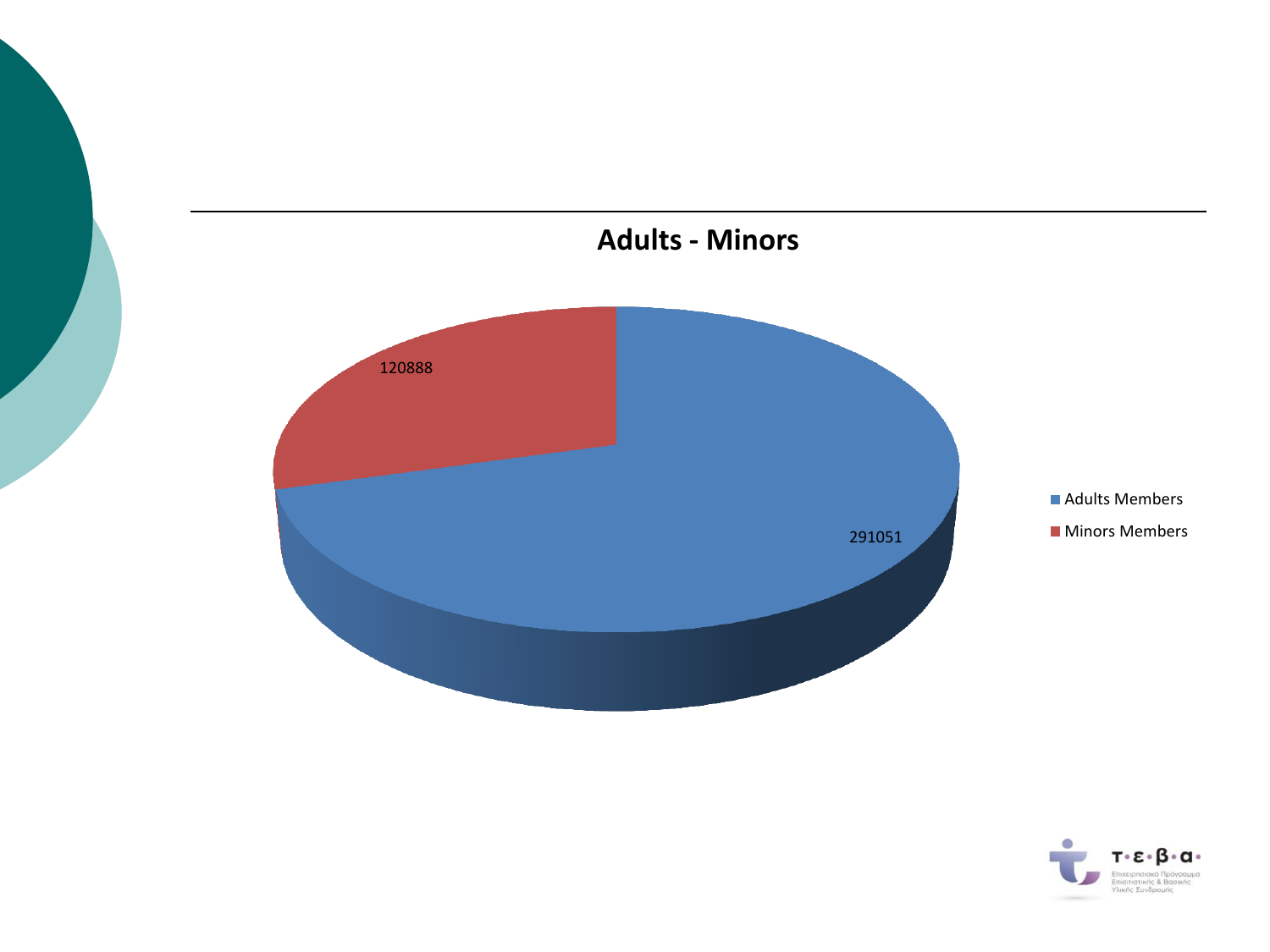## Adults - Minors

| | Members |
|---|---|
| Adults Members | 291051 |
| Minors Members | 120888 |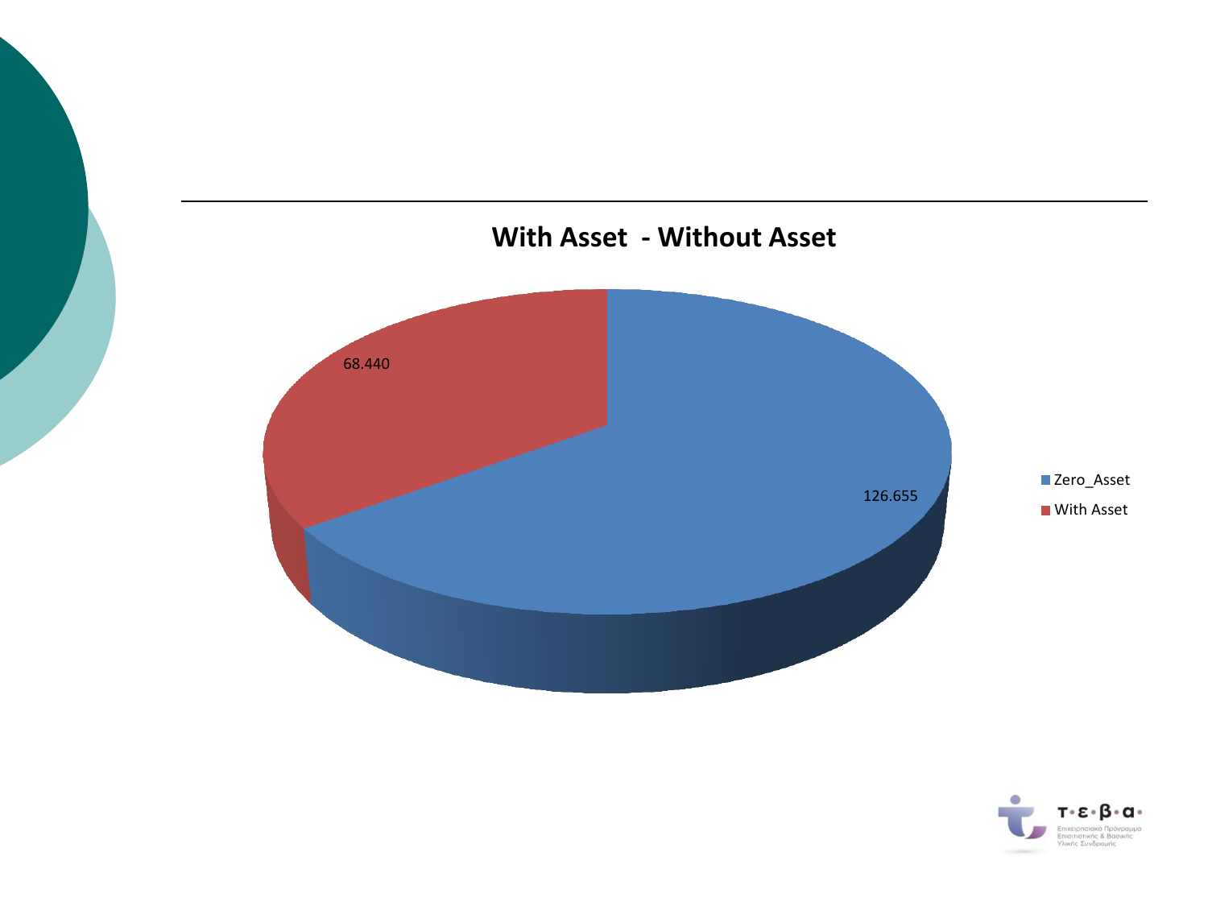## With Asset - Without Asset

68.440

126.655

Zero_Asset

With Asset